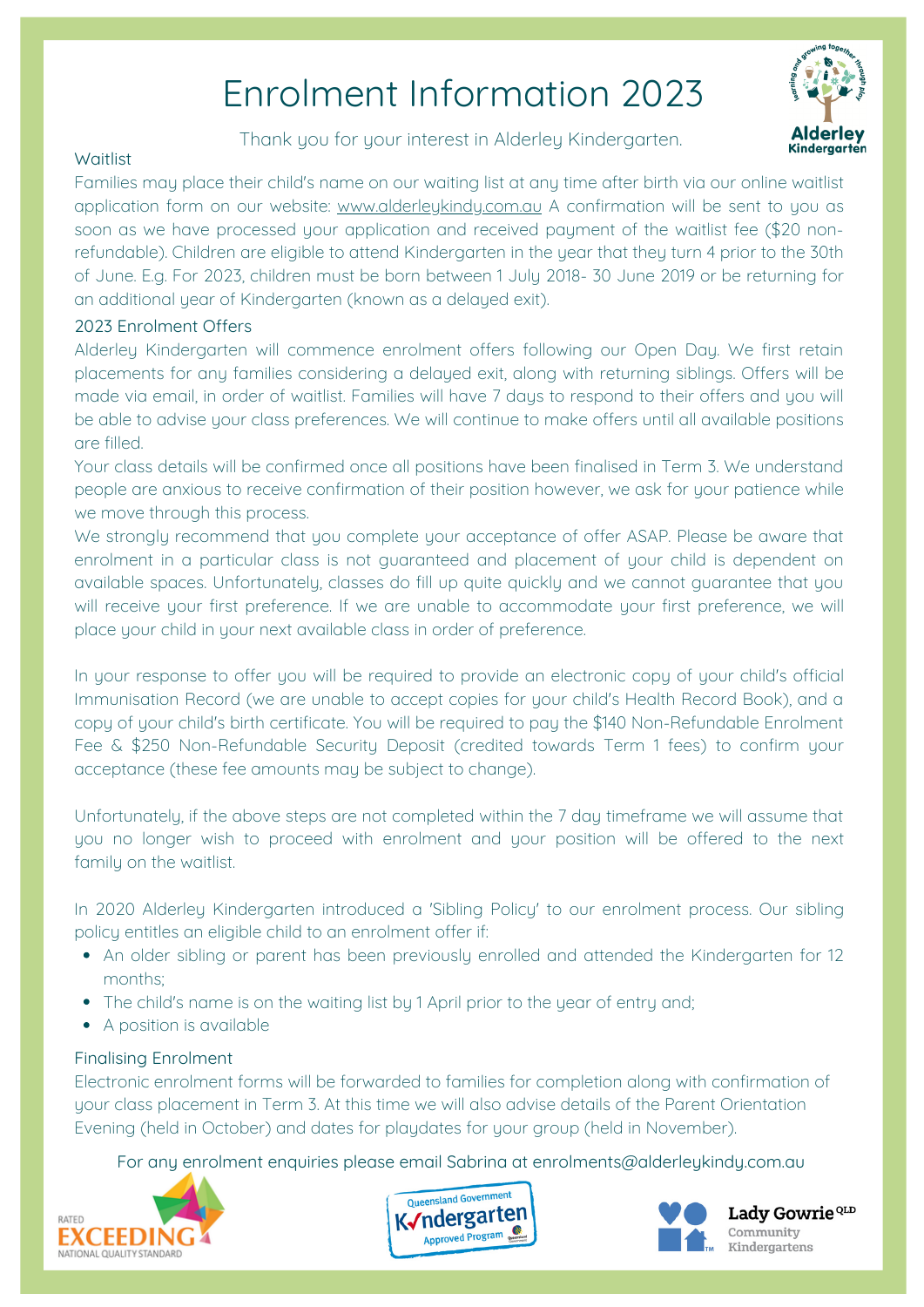# Enrolment Information 2023

Thank you for your interest in Alderley Kindergarten.

## Waitlist

Families may place their child's name on our waiting list at any time after birth via our online waitlist application form on our website: www.alderleykindy.com.au A confirmation will be sent to you as soon as we have processed your application and received payment of the waitlist fee ($20 non-refundable). Children are eligible to attend Kindergarten in the year that they turn 4 prior to the 30th of June. E.g. For 2023, children must be born between 1 July 2018- 30 June 2019 or be returning for an additional year of Kindergarten (known as a delayed exit).

## 2023 Enrolment Offers

Alderley Kindergarten will commence enrolment offers following our Open Day. We first retain placements for any families considering a delayed exit, along with returning siblings. Offers will be made via email, in order of waitlist. Families will have 7 days to respond to their offers and you will be able to advise your class preferences. We will continue to make offers until all available positions are filled.

Your class details will be confirmed once all positions have been finalised in Term 3. We understand people are anxious to receive confirmation of their position however, we ask for your patience while we move through this process.

We strongly recommend that you complete your acceptance of offer ASAP. Please be aware that enrolment in a particular class is not guaranteed and placement of your child is dependent on available spaces. Unfortunately, classes do fill up quite quickly and we cannot guarantee that you will receive your first preference. If we are unable to accommodate your first preference, we will place your child in your next available class in order of preference.

In your response to offer you will be required to provide an electronic copy of your child's official Immunisation Record (we are unable to accept copies for your child's Health Record Book), and a copy of your child's birth certificate. You will be required to pay the $140 Non-Refundable Enrolment Fee & $250 Non-Refundable Security Deposit (credited towards Term 1 fees) to confirm your acceptance (these fee amounts may be subject to change).

Unfortunately, if the above steps are not completed within the 7 day timeframe we will assume that you no longer wish to proceed with enrolment and your position will be offered to the next family on the waitlist.

In 2020 Alderley Kindergarten introduced a 'Sibling Policy' to our enrolment process. Our sibling policy entitles an eligible child to an enrolment offer if:

- An older sibling or parent has been previously enrolled and attended the Kindergarten for 12 months;
- The child's name is on the waiting list by 1 April prior to the year of entry and;
- A position is available

## Finalising Enrolment

Electronic enrolment forms will be forwarded to families for completion along with confirmation of your class placement in Term 3. At this time we will also advise details of the Parent Orientation Evening (held in October) and dates for playdates for your group (held in November).

For any enrolment enquiries please email Sabrina at enrolments@alderleykindy.com.au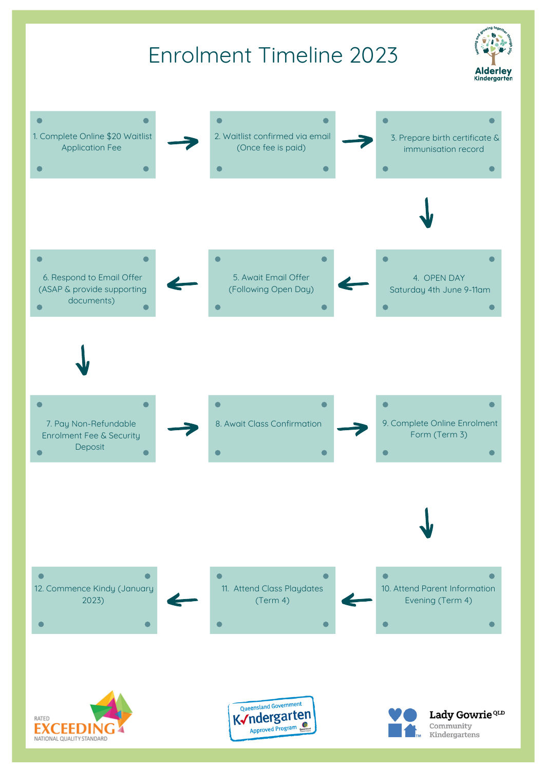# Enrolment Timeline 2023

Alderley Kindergarten

learning and growing together through play

1. Complete Online $20 Waitlist Application Fee
2. Waitlist confirmed via email (Once fee is paid)
3. Prepare birth certificate & immunisation record
4. OPEN DAY Saturday 4th June 9-11am
5. Await Email Offer (Following Open Day)
6. Respond to Email Offer (ASAP & provide supporting documents)
7. Pay Non-Refundable Enrolment Fee & Security Deposit
8. Await Class Confirmation
9. Complete Online Enrolment Form (Term 3)
10. Attend Parent Information Evening (Term 4)
11. Attend Class Playdates (Term 4)
12. Commence Kindy (January 2023)

RATED EXCEEDING NATIONAL QUALITY STANDARD

Queensland Government Kindergarten Approved Program

Lady Gowrie QLD Community Kindergartens